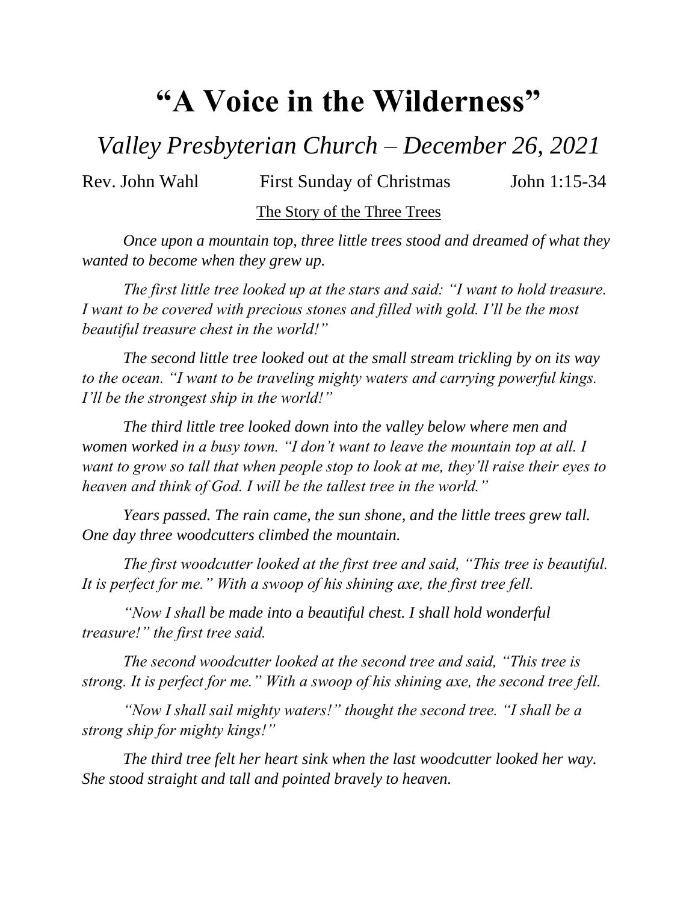# "A Voice in the Wilderness"

## *Valley Presbyterian Church – December 26, 2021*

Rev. John Wahl First Sunday of Christmas John 1:15-34

The Story of the Three Trees

*Once upon a mountain top, three little trees stood and dreamed of what they wanted to become when they grew up.*

*The first little tree looked up at the stars and said: "I want to hold treasure. I want to be covered with precious stones and filled with gold. I'll be the most beautiful treasure chest in the world!"*

*The second little tree looked out at the small stream trickling by on its way to the ocean. "I want to be traveling mighty waters and carrying powerful kings. I'll be the strongest ship in the world!"*

*The third little tree looked down into the valley below where men and women worked in a busy town. "I don't want to leave the mountain top at all. I want to grow so tall that when people stop to look at me, they'll raise their eyes to heaven and think of God. I will be the tallest tree in the world."*

*Years passed. The rain came, the sun shone, and the little trees grew tall. One day three woodcutters climbed the mountain.*

*The first woodcutter looked at the first tree and said, "This tree is beautiful. It is perfect for me." With a swoop of his shining axe, the first tree fell.*

*"Now I shall be made into a beautiful chest. I shall hold wonderful treasure!" the first tree said.*

*The second woodcutter looked at the second tree and said, "This tree is strong. It is perfect for me." With a swoop of his shining axe, the second tree fell.*

*"Now I shall sail mighty waters!" thought the second tree. "I shall be a strong ship for mighty kings!"*

*The third tree felt her heart sink when the last woodcutter looked her way. She stood straight and tall and pointed bravely to heaven.*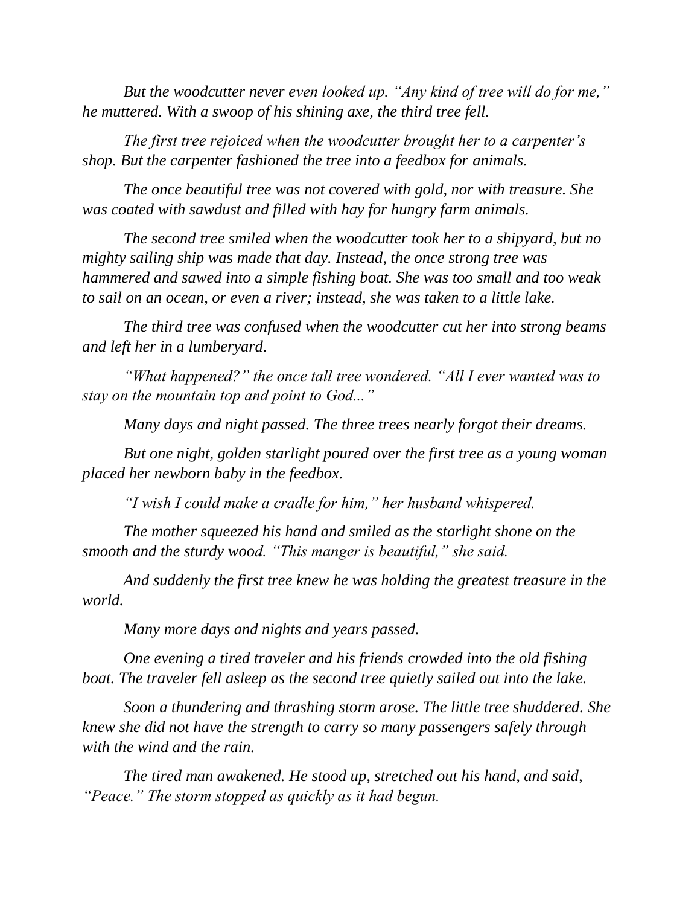*But the woodcutter never even looked up. "Any kind of tree will do for me," he muttered. With a swoop of his shining axe, the third tree fell.*

*The first tree rejoiced when the woodcutter brought her to a carpenter's shop. But the carpenter fashioned the tree into a feedbox for animals.*

*The once beautiful tree was not covered with gold, nor with treasure. She was coated with sawdust and filled with hay for hungry farm animals.*

*The second tree smiled when the woodcutter took her to a shipyard, but no mighty sailing ship was made that day. Instead, the once strong tree was hammered and sawed into a simple fishing boat. She was too small and too weak to sail on an ocean, or even a river; instead, she was taken to a little lake.*

*The third tree was confused when the woodcutter cut her into strong beams and left her in a lumberyard.*

*"What happened?" the once tall tree wondered. "All I ever wanted was to stay on the mountain top and point to God..."*

*Many days and night passed. The three trees nearly forgot their dreams.*

*But one night, golden starlight poured over the first tree as a young woman placed her newborn baby in the feedbox.*

*"I wish I could make a cradle for him," her husband whispered.*

*The mother squeezed his hand and smiled as the starlight shone on the smooth and the sturdy wood. "This manger is beautiful," she said.*

*And suddenly the first tree knew he was holding the greatest treasure in the world.*

*Many more days and nights and years passed.*

*One evening a tired traveler and his friends crowded into the old fishing boat. The traveler fell asleep as the second tree quietly sailed out into the lake.*

*Soon a thundering and thrashing storm arose. The little tree shuddered. She knew she did not have the strength to carry so many passengers safely through with the wind and the rain.*

*The tired man awakened. He stood up, stretched out his hand, and said, "Peace." The storm stopped as quickly as it had begun.*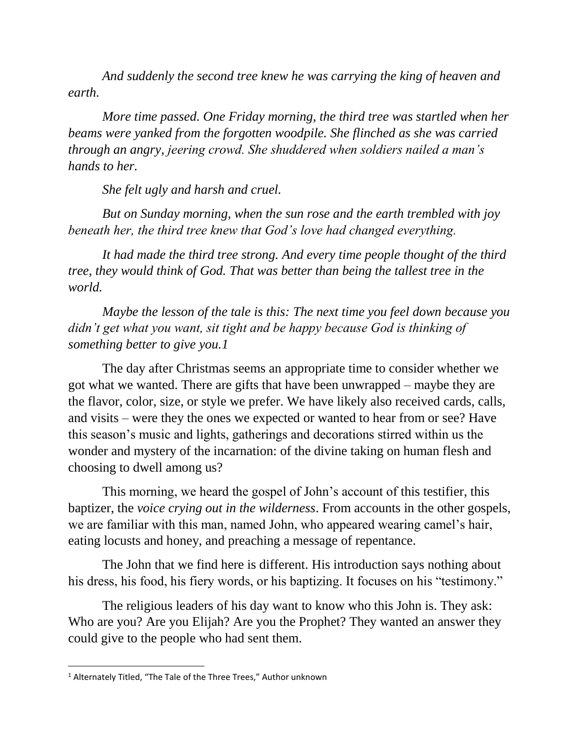*And suddenly the second tree knew he was carrying the king of heaven and earth.*

*More time passed. One Friday morning, the third tree was startled when her beams were yanked from the forgotten woodpile. She flinched as she was carried through an angry, jeering crowd. She shuddered when soldiers nailed a man's hands to her.*

*She felt ugly and harsh and cruel.*

*But on Sunday morning, when the sun rose and the earth trembled with joy beneath her, the third tree knew that God's love had changed everything.*

*It had made the third tree strong. And every time people thought of the third tree, they would think of God. That was better than being the tallest tree in the world.*

*Maybe the lesson of the tale is this: The next time you feel down because you didn't get what you want, sit tight and be happy because God is thinking of something better to give you.*[1]

The day after Christmas seems an appropriate time to consider whether we got what we wanted. There are gifts that have been unwrapped – maybe they are the flavor, color, size, or style we prefer. We have likely also received cards, calls, and visits – were they the ones we expected or wanted to hear from or see? Have this season's music and lights, gatherings and decorations stirred within us the wonder and mystery of the incarnation: of the divine taking on human flesh and choosing to dwell among us?

This morning, we heard the gospel of John's account of this testifier, this baptizer, the *voice crying out in the wilderness*. From accounts in the other gospels, we are familiar with this man, named John, who appeared wearing camel's hair, eating locusts and honey, and preaching a message of repentance.

The John that we find here is different. His introduction says nothing about his dress, his food, his fiery words, or his baptizing. It focuses on his "testimony."

The religious leaders of his day want to know who this John is. They ask: Who are you? Are you Elijah? Are you the Prophet? They wanted an answer they could give to the people who had sent them.

---

[1] Alternately Titled, "The Tale of the Three Trees," Author unknown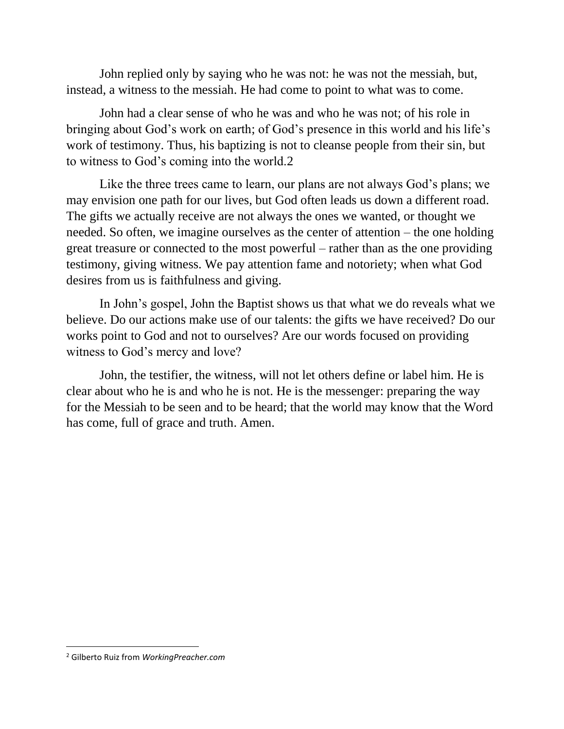John replied only by saying who he was not: he was not the messiah, but, instead, a witness to the messiah. He had come to point to what was to come.

John had a clear sense of who he was and who he was not; of his role in bringing about God's work on earth; of God's presence in this world and his life's work of testimony. Thus, his baptizing is not to cleanse people from their sin, but to witness to God's coming into the world.[2]

Like the three trees came to learn, our plans are not always God's plans; we may envision one path for our lives, but God often leads us down a different road. The gifts we actually receive are not always the ones we wanted, or thought we needed. So often, we imagine ourselves as the center of attention – the one holding great treasure or connected to the most powerful – rather than as the one providing testimony, giving witness. We pay attention fame and notoriety; when what God desires from us is faithfulness and giving.

In John's gospel, John the Baptist shows us that what we do reveals what we believe. Do our actions make use of our talents: the gifts we have received? Do our works point to God and not to ourselves? Are our words focused on providing witness to God's mercy and love?

John, the testifier, the witness, will not let others define or label him. He is clear about who he is and who he is not. He is the messenger: preparing the way for the Messiah to be seen and to be heard; that the world may know that the Word has come, full of grace and truth. Amen.

---

[2] Gilberto Ruiz from *WorkingPreacher.com*